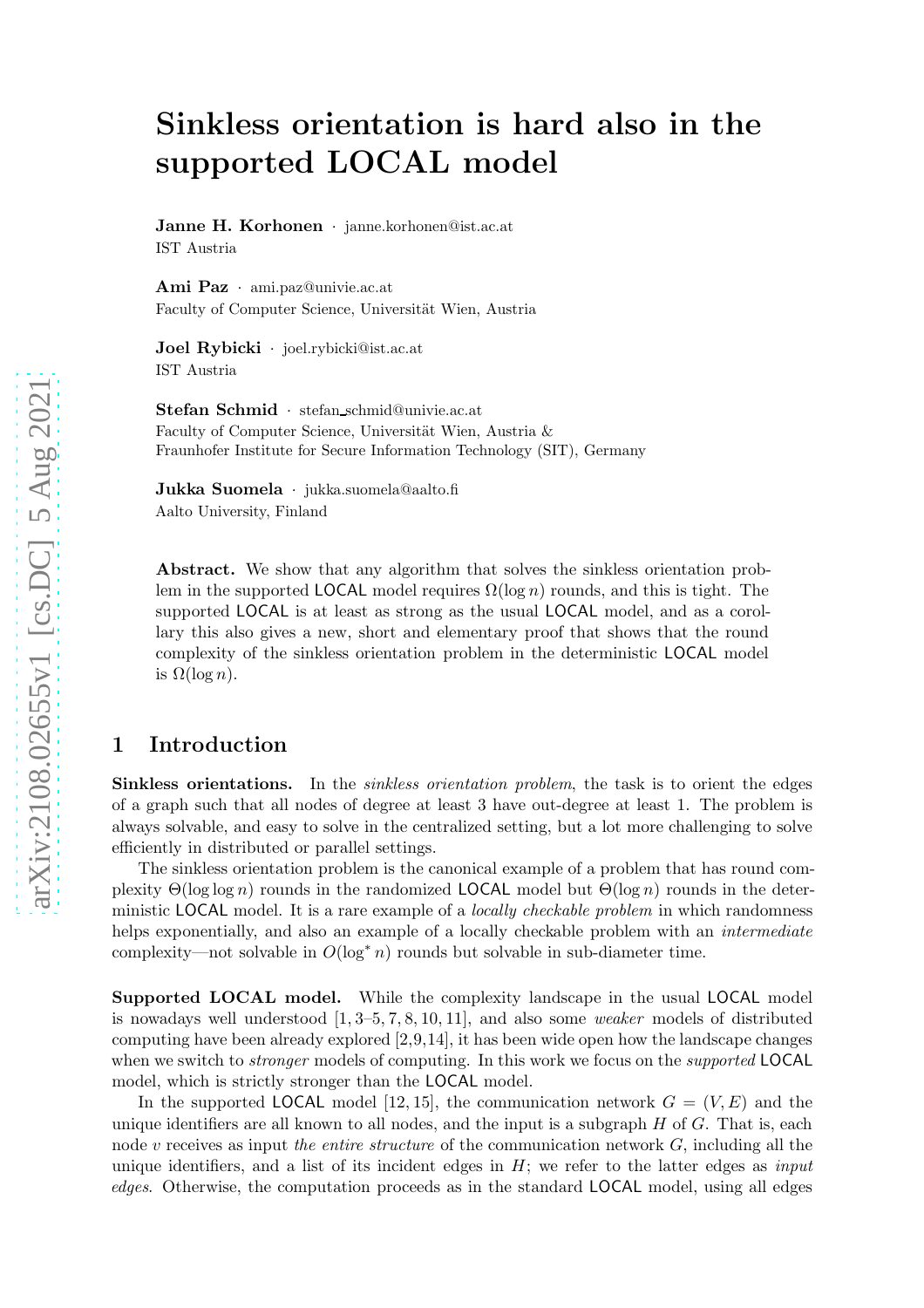# Sinkless orientation is hard also in the supported LOCAL model

**Janne H. Korhonen** · janne.korhonen@ist.ac.at
IST Austria

**Ami Paz** · ami.paz@univie.ac.at
Faculty of Computer Science, Universität Wien, Austria

**Joel Rybicki** · joel.rybicki@ist.ac.at
IST Austria

**Stefan Schmid** · stefan_schmid@univie.ac.at
Faculty of Computer Science, Universität Wien, Austria &
Fraunhofer Institute for Secure Information Technology (SIT), Germany

**Jukka Suomela** · jukka.suomela@aalto.fi
Aalto University, Finland

**Abstract.** We show that any algorithm that solves the sinkless orientation problem in the supported LOCAL model requires $\Omega(\log n)$ rounds, and this is tight. The supported LOCAL is at least as strong as the usual LOCAL model, and as a corollary this also gives a new, short and elementary proof that shows that the round complexity of the sinkless orientation problem in the deterministic LOCAL model is $\Omega(\log n)$.

## 1 Introduction

**Sinkless orientations.** In the *sinkless orientation problem*, the task is to orient the edges of a graph such that all nodes of degree at least 3 have out-degree at least 1. The problem is always solvable, and easy to solve in the centralized setting, but a lot more challenging to solve efficiently in distributed or parallel settings.

The sinkless orientation problem is the canonical example of a problem that has round complexity $\Theta(\log \log n)$ rounds in the randomized LOCAL model but $\Theta(\log n)$ rounds in the deterministic LOCAL model. It is a rare example of a *locally checkable problem* in which randomness helps exponentially, and also an example of a locally checkable problem with an *intermediate* complexity—not solvable in $O(\log^* n)$ rounds but solvable in sub-diameter time.

**Supported LOCAL model.** While the complexity landscape in the usual LOCAL model is nowadays well understood [1, 3–5, 7, 8, 10, 11], and also some *weaker* models of distributed computing have been already explored [2,9,14], it has been wide open how the landscape changes when we switch to *stronger* models of computing. In this work we focus on the *supported* LOCAL model, which is strictly stronger than the LOCAL model.

In the supported LOCAL model [12, 15], the communication network $G = (V, E)$ and the unique identifiers are all known to all nodes, and the input is a subgraph $H$ of $G$. That is, each node $v$ receives as input *the entire structure* of the communication network $G$, including all the unique identifiers, and a list of its incident edges in $H$; we refer to the latter edges as *input edges*. Otherwise, the computation proceeds as in the standard LOCAL model, using all edges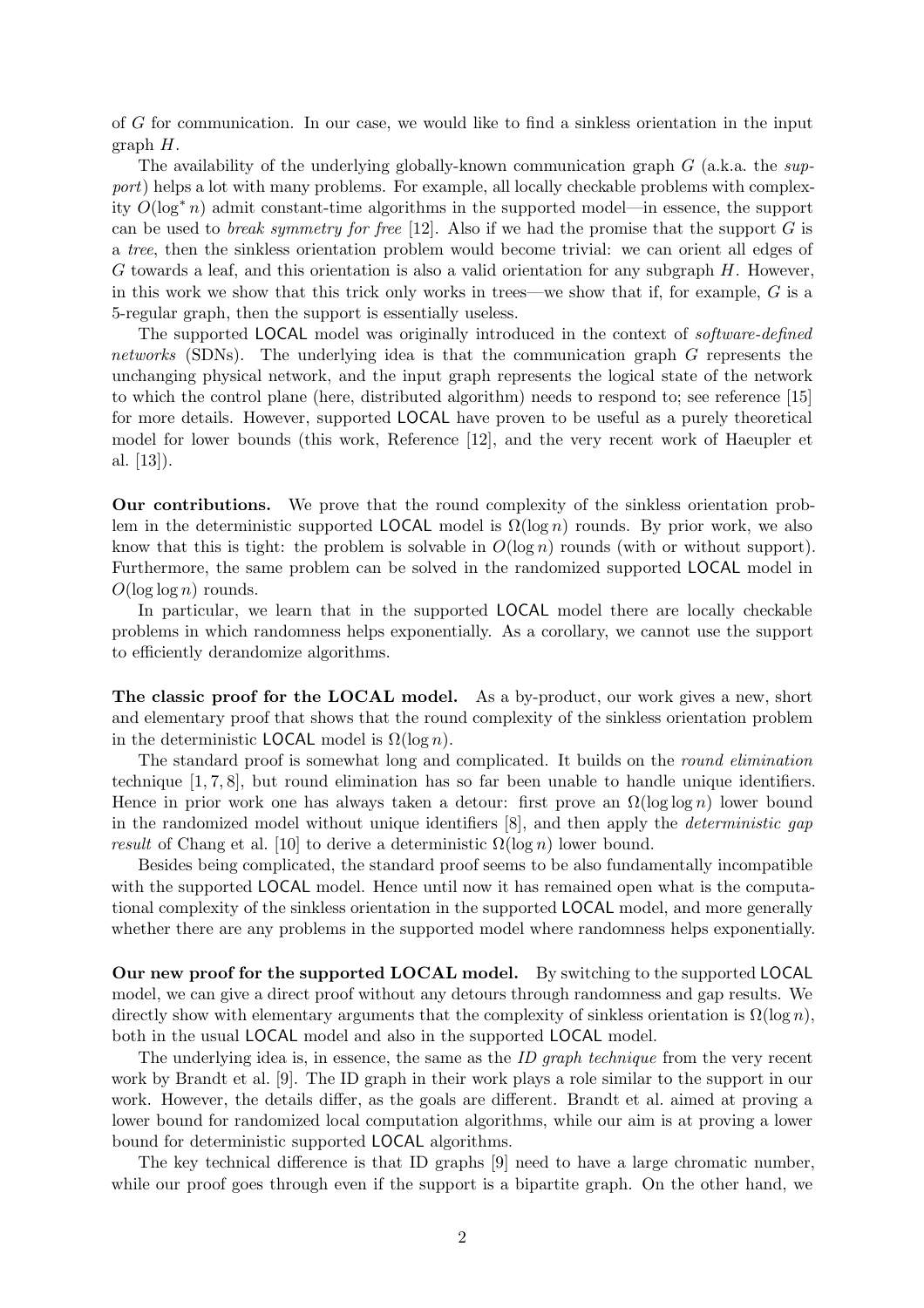of $G$ for communication. In our case, we would like to find a sinkless orientation in the input graph $H$.

The availability of the underlying globally-known communication graph $G$ (a.k.a. the *support*) helps a lot with many problems. For example, all locally checkable problems with complexity $O(\log^* n)$ admit constant-time algorithms in the supported model—in essence, the support can be used to *break symmetry for free* [12]. Also if we had the promise that the support $G$ is a *tree*, then the sinkless orientation problem would become trivial: we can orient all edges of $G$ towards a leaf, and this orientation is also a valid orientation for any subgraph $H$. However, in this work we show that this trick only works in trees—we show that if, for example, $G$ is a 5-regular graph, then the support is essentially useless.

The supported LOCAL model was originally introduced in the context of *software-defined networks* (SDNs). The underlying idea is that the communication graph $G$ represents the unchanging physical network, and the input graph represents the logical state of the network to which the control plane (here, distributed algorithm) needs to respond to; see reference [15] for more details. However, supported LOCAL have proven to be useful as a purely theoretical model for lower bounds (this work, Reference [12], and the very recent work of Haeupler et al. [13]).

**Our contributions.** We prove that the round complexity of the sinkless orientation problem in the deterministic supported LOCAL model is $\Omega(\log n)$ rounds. By prior work, we also know that this is tight: the problem is solvable in $O(\log n)$ rounds (with or without support). Furthermore, the same problem can be solved in the randomized supported LOCAL model in $O(\log \log n)$ rounds.

In particular, we learn that in the supported LOCAL model there are locally checkable problems in which randomness helps exponentially. As a corollary, we cannot use the support to efficiently derandomize algorithms.

**The classic proof for the LOCAL model.** As a by-product, our work gives a new, short and elementary proof that shows that the round complexity of the sinkless orientation problem in the deterministic LOCAL model is $\Omega(\log n)$.

The standard proof is somewhat long and complicated. It builds on the *round elimination* technique [1, 7, 8], but round elimination has so far been unable to handle unique identifiers. Hence in prior work one has always taken a detour: first prove an $\Omega(\log \log n)$ lower bound in the randomized model without unique identifiers [8], and then apply the *deterministic gap result* of Chang et al. [10] to derive a deterministic $\Omega(\log n)$ lower bound.

Besides being complicated, the standard proof seems to be also fundamentally incompatible with the supported LOCAL model. Hence until now it has remained open what is the computational complexity of the sinkless orientation in the supported LOCAL model, and more generally whether there are any problems in the supported model where randomness helps exponentially.

**Our new proof for the supported LOCAL model.** By switching to the supported LOCAL model, we can give a direct proof without any detours through randomness and gap results. We directly show with elementary arguments that the complexity of sinkless orientation is $\Omega(\log n)$, both in the usual LOCAL model and also in the supported LOCAL model.

The underlying idea is, in essence, the same as the *ID graph technique* from the very recent work by Brandt et al. [9]. The ID graph in their work plays a role similar to the support in our work. However, the details differ, as the goals are different. Brandt et al. aimed at proving a lower bound for randomized local computation algorithms, while our aim is at proving a lower bound for deterministic supported LOCAL algorithms.

The key technical difference is that ID graphs [9] need to have a large chromatic number, while our proof goes through even if the support is a bipartite graph. On the other hand, we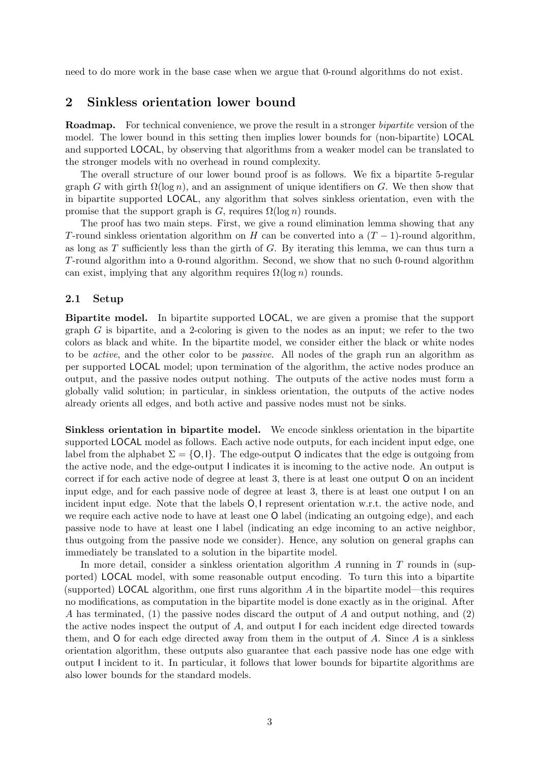need to do more work in the base case when we argue that 0-round algorithms do not exist.

## 2 Sinkless orientation lower bound

**Roadmap.** For technical convenience, we prove the result in a stronger *bipartite* version of the model. The lower bound in this setting then implies lower bounds for (non-bipartite) LOCAL and supported LOCAL, by observing that algorithms from a weaker model can be translated to the stronger models with no overhead in round complexity.

The overall structure of our lower bound proof is as follows. We fix a bipartite 5-regular graph $G$ with girth $\Omega(\log n)$, and an assignment of unique identifiers on $G$. We then show that in bipartite supported LOCAL, any algorithm that solves sinkless orientation, even with the promise that the support graph is $G$, requires $\Omega(\log n)$ rounds.

The proof has two main steps. First, we give a round elimination lemma showing that any $T$-round sinkless orientation algorithm on $H$ can be converted into a $(T-1)$-round algorithm, as long as $T$ sufficiently less than the girth of $G$. By iterating this lemma, we can thus turn a $T$-round algorithm into a 0-round algorithm. Second, we show that no such 0-round algorithm can exist, implying that any algorithm requires $\Omega(\log n)$ rounds.

### 2.1 Setup

**Bipartite model.** In bipartite supported LOCAL, we are given a promise that the support graph $G$ is bipartite, and a 2-coloring is given to the nodes as an input; we refer to the two colors as black and white. In the bipartite model, we consider either the black or white nodes to be *active*, and the other color to be *passive*. All nodes of the graph run an algorithm as per supported LOCAL model; upon termination of the algorithm, the active nodes produce an output, and the passive nodes output nothing. The outputs of the active nodes must form a globally valid solution; in particular, in sinkless orientation, the outputs of the active nodes already orients all edges, and both active and passive nodes must not be sinks.

**Sinkless orientation in bipartite model.** We encode sinkless orientation in the bipartite supported LOCAL model as follows. Each active node outputs, for each incident input edge, one label from the alphabet $\Sigma = \{\mathsf{O}, \mathsf{I}\}$. The edge-output $\mathsf{O}$ indicates that the edge is outgoing from the active node, and the edge-output $\mathsf{I}$ indicates it is incoming to the active node. An output is correct if for each active node of degree at least 3, there is at least one output $\mathsf{O}$ on an incident input edge, and for each passive node of degree at least 3, there is at least one output $\mathsf{I}$ on an incident input edge. Note that the labels $\mathsf{O}, \mathsf{I}$ represent orientation w.r.t. the active node, and we require each active node to have at least one $\mathsf{O}$ label (indicating an outgoing edge), and each passive node to have at least one $\mathsf{I}$ label (indicating an edge incoming to an active neighbor, thus outgoing from the passive node we consider). Hence, any solution on general graphs can immediately be translated to a solution in the bipartite model.

In more detail, consider a sinkless orientation algorithm $A$ running in $T$ rounds in (supported) LOCAL model, with some reasonable output encoding. To turn this into a bipartite (supported) LOCAL algorithm, one first runs algorithm $A$ in the bipartite model—this requires no modifications, as computation in the bipartite model is done exactly as in the original. After $A$ has terminated, (1) the passive nodes discard the output of $A$ and output nothing, and (2) the active nodes inspect the output of $A$, and output $\mathsf{I}$ for each incident edge directed towards them, and $\mathsf{O}$ for each edge directed away from them in the output of $A$. Since $A$ is a sinkless orientation algorithm, these outputs also guarantee that each passive node has one edge with output $\mathsf{I}$ incident to it. In particular, it follows that lower bounds for bipartite algorithms are also lower bounds for the standard models.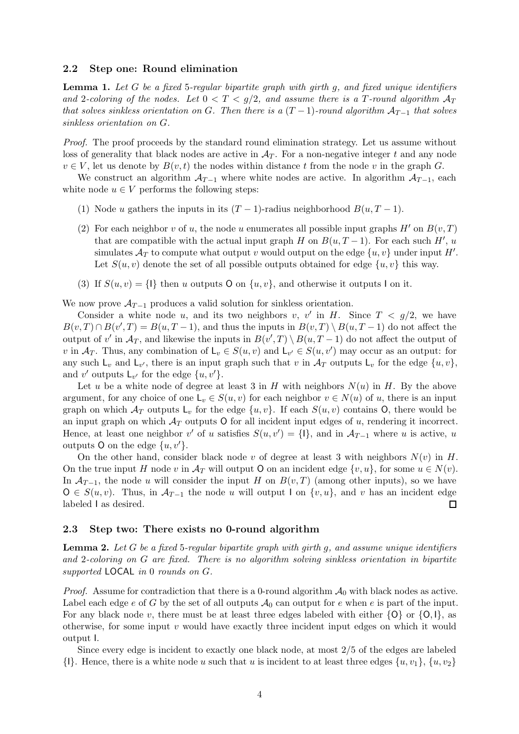### 2.2 Step one: Round elimination

**Lemma 1.** *Let $G$ be a fixed 5-regular bipartite graph with girth $g$, and fixed unique identifiers and 2-coloring of the nodes. Let $0 < T < g/2$, and assume there is a $T$-round algorithm $\mathcal{A}_T$ that solves sinkless orientation on $G$. Then there is a $(T-1)$-round algorithm $\mathcal{A}_{T-1}$ that solves sinkless orientation on $G$.*

*Proof.* The proof proceeds by the standard round elimination strategy. Let us assume without loss of generality that black nodes are active in $\mathcal{A}_T$. For a non-negative integer $t$ and any node $v \in V$, let us denote by $B(v, t)$ the nodes within distance $t$ from the node $v$ in the graph $G$.

We construct an algorithm $\mathcal{A}_{T-1}$ where white nodes are active. In algorithm $\mathcal{A}_{T-1}$, each white node $u \in V$ performs the following steps:

(1) Node $u$ gathers the inputs in its $(T-1)$-radius neighborhood $B(u, T-1)$.

(2) For each neighbor $v$ of $u$, the node $u$ enumerates all possible input graphs $H'$ on $B(v, T)$ that are compatible with the actual input graph $H$ on $B(u, T-1)$. For each such $H'$, $u$ simulates $\mathcal{A}_T$ to compute what output $v$ would output on the edge $\{u, v\}$ under input $H'$. Let $S(u, v)$ denote the set of all possible outputs obtained for edge $\{u, v\}$ this way.

(3) If $S(u, v) = \{\mathsf{I}\}$ then $u$ outputs $\mathsf{O}$ on $\{u, v\}$, and otherwise it outputs $\mathsf{I}$ on it.

We now prove $\mathcal{A}_{T-1}$ produces a valid solution for sinkless orientation.

Consider a white node $u$, and its two neighbors $v$, $v'$ in $H$. Since $T < g/2$, we have $B(v, T) \cap B(v', T) = B(u, T-1)$, and thus the inputs in $B(v, T) \setminus B(u, T-1)$ do not affect the output of $v'$ in $\mathcal{A}_T$, and likewise the inputs in $B(v', T) \setminus B(u, T-1)$ do not affect the output of $v$ in $\mathcal{A}_T$. Thus, any combination of $\mathsf{L}_v \in S(u, v)$ and $\mathsf{L}_{v'} \in S(u, v')$ may occur as an output: for any such $\mathsf{L}_v$ and $\mathsf{L}_{v'}$, there is an input graph such that $v$ in $\mathcal{A}_T$ outputs $\mathsf{L}_v$ for the edge $\{u, v\}$, and $v'$ outputs $\mathsf{L}_{v'}$ for the edge $\{u, v'\}$.

Let $u$ be a white node of degree at least 3 in $H$ with neighbors $N(u)$ in $H$. By the above argument, for any choice of one $\mathsf{L}_v \in S(u, v)$ for each neighbor $v \in N(u)$ of $u$, there is an input graph on which $\mathcal{A}_T$ outputs $\mathsf{L}_v$ for the edge $\{u, v\}$. If each $S(u, v)$ contains $\mathsf{O}$, there would be an input graph on which $\mathcal{A}_T$ outputs $\mathsf{O}$ for all incident input edges of $u$, rendering it incorrect. Hence, at least one neighbor $v'$ of $u$ satisfies $S(u, v') = \{\mathsf{I}\}$, and in $\mathcal{A}_{T-1}$ where $u$ is active, $u$ outputs $\mathsf{O}$ on the edge $\{u, v'\}$.

On the other hand, consider black node $v$ of degree at least 3 with neighbors $N(v)$ in $H$. On the true input $H$ node $v$ in $\mathcal{A}_T$ will output $\mathsf{O}$ on an incident edge $\{v, u\}$, for some $u \in N(v)$. In $\mathcal{A}_{T-1}$, the node $u$ will consider the input $H$ on $B(v, T)$ (among other inputs), so we have $\mathsf{O} \in S(u, v)$. Thus, in $\mathcal{A}_{T-1}$ the node $u$ will output $\mathsf{I}$ on $\{v, u\}$, and $v$ has an incident edge labeled $\mathsf{I}$ as desired. $\square$

### 2.3 Step two: There exists no 0-round algorithm

**Lemma 2.** *Let $G$ be a fixed 5-regular bipartite graph with girth $g$, and assume unique identifiers and 2-coloring on $G$ are fixed. There is no algorithm solving sinkless orientation in bipartite supported* $\mathsf{LOCAL}$ *in* 0 *rounds on $G$.*

*Proof.* Assume for contradiction that there is a 0-round algorithm $\mathcal{A}_0$ with black nodes as active. Label each edge $e$ of $G$ by the set of all outputs $\mathcal{A}_0$ can output for $e$ when $e$ is part of the input. For any black node $v$, there must be at least three edges labeled with either $\{\mathsf{O}\}$ or $\{\mathsf{O}, \mathsf{I}\}$, as otherwise, for some input $v$ would have exactly three incident input edges on which it would output $\mathsf{I}$.

Since every edge is incident to exactly one black node, at most $2/5$ of the edges are labeled $\{\mathsf{I}\}$. Hence, there is a white node $u$ such that $u$ is incident to at least three edges $\{u, v_1\}$, $\{u, v_2\}$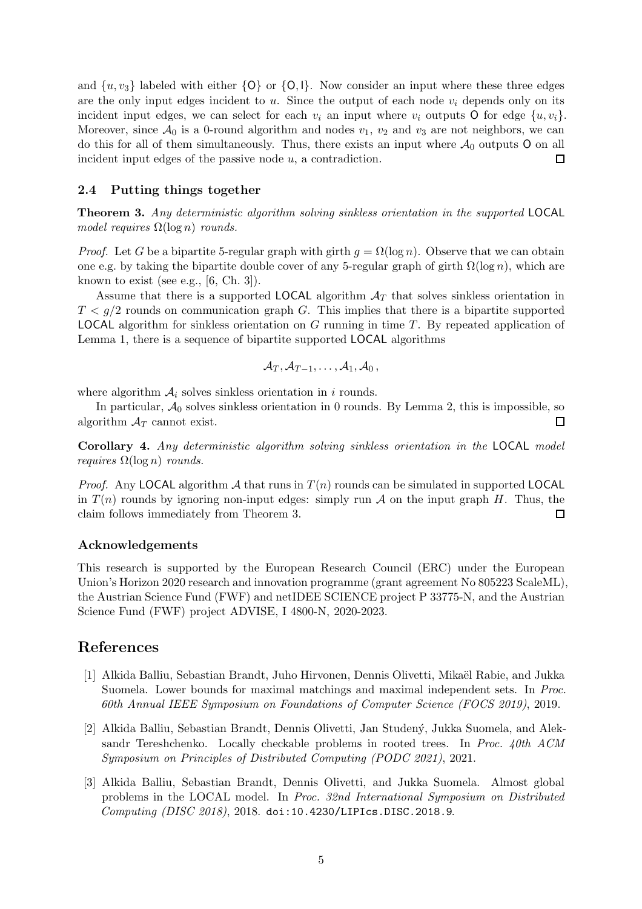and $\{u, v_3\}$ labeled with either $\{\mathsf{O}\}$ or $\{\mathsf{O}, \mathsf{I}\}$. Now consider an input where these three edges are the only input edges incident to $u$. Since the output of each node $v_i$ depends only on its incident input edges, we can select for each $v_i$ an input where $v_i$ outputs $\mathsf{O}$ for edge $\{u, v_i\}$. Moreover, since $\mathcal{A}_0$ is a 0-round algorithm and nodes $v_1$, $v_2$ and $v_3$ are not neighbors, we can do this for all of them simultaneously. Thus, there exists an input where $\mathcal{A}_0$ outputs $\mathsf{O}$ on all incident input edges of the passive node $u$, a contradiction. □

### 2.4 Putting things together

**Theorem 3.** *Any deterministic algorithm solving sinkless orientation in the supported* LOCAL *model requires* $\Omega(\log n)$ *rounds.*

*Proof.* Let $G$ be a bipartite 5-regular graph with girth $g = \Omega(\log n)$. Observe that we can obtain one e.g. by taking the bipartite double cover of any 5-regular graph of girth $\Omega(\log n)$, which are known to exist (see e.g., [6, Ch. 3]).

Assume that there is a supported LOCAL algorithm $\mathcal{A}_T$ that solves sinkless orientation in $T < g/2$ rounds on communication graph $G$. This implies that there is a bipartite supported LOCAL algorithm for sinkless orientation on $G$ running in time $T$. By repeated application of Lemma 1, there is a sequence of bipartite supported LOCAL algorithms

$$\mathcal{A}_T, \mathcal{A}_{T-1}, \ldots, \mathcal{A}_1, \mathcal{A}_0 ,$$

where algorithm $\mathcal{A}_i$ solves sinkless orientation in $i$ rounds.

In particular, $\mathcal{A}_0$ solves sinkless orientation in 0 rounds. By Lemma 2, this is impossible, so algorithm $\mathcal{A}_T$ cannot exist. □

**Corollary 4.** *Any deterministic algorithm solving sinkless orientation in the* LOCAL *model requires* $\Omega(\log n)$ *rounds.*

*Proof.* Any LOCAL algorithm $\mathcal{A}$ that runs in $T(n)$ rounds can be simulated in supported LOCAL in $T(n)$ rounds by ignoring non-input edges: simply run $\mathcal{A}$ on the input graph $H$. Thus, the claim follows immediately from Theorem 3. □

### Acknowledgements

This research is supported by the European Research Council (ERC) under the European Union's Horizon 2020 research and innovation programme (grant agreement No 805223 ScaleML), the Austrian Science Fund (FWF) and netIDEE SCIENCE project P 33775-N, and the Austrian Science Fund (FWF) project ADVISE, I 4800-N, 2020-2023.

## References

[1] Alkida Balliu, Sebastian Brandt, Juho Hirvonen, Dennis Olivetti, Mikaël Rabie, and Jukka Suomela. Lower bounds for maximal matchings and maximal independent sets. In *Proc. 60th Annual IEEE Symposium on Foundations of Computer Science (FOCS 2019)*, 2019.

[2] Alkida Balliu, Sebastian Brandt, Dennis Olivetti, Jan Studený, Jukka Suomela, and Aleksandr Tereshchenko. Locally checkable problems in rooted trees. In *Proc. 40th ACM Symposium on Principles of Distributed Computing (PODC 2021)*, 2021.

[3] Alkida Balliu, Sebastian Brandt, Dennis Olivetti, and Jukka Suomela. Almost global problems in the LOCAL model. In *Proc. 32nd International Symposium on Distributed Computing (DISC 2018)*, 2018. doi:10.4230/LIPIcs.DISC.2018.9.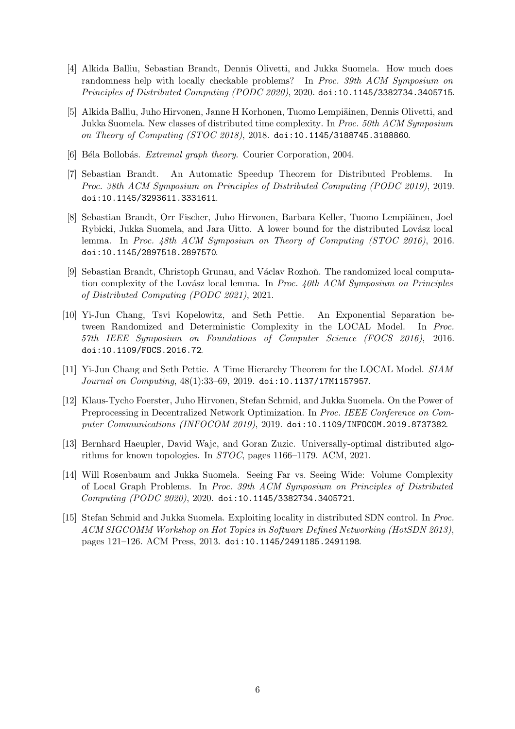[4] Alkida Balliu, Sebastian Brandt, Dennis Olivetti, and Jukka Suomela. How much does randomness help with locally checkable problems? In *Proc. 39th ACM Symposium on Principles of Distributed Computing (PODC 2020)*, 2020. doi:10.1145/3382734.3405715.

[5] Alkida Balliu, Juho Hirvonen, Janne H Korhonen, Tuomo Lempiäinen, Dennis Olivetti, and Jukka Suomela. New classes of distributed time complexity. In *Proc. 50th ACM Symposium on Theory of Computing (STOC 2018)*, 2018. doi:10.1145/3188745.3188860.

[6] Béla Bollobás. *Extremal graph theory*. Courier Corporation, 2004.

[7] Sebastian Brandt. An Automatic Speedup Theorem for Distributed Problems. In *Proc. 38th ACM Symposium on Principles of Distributed Computing (PODC 2019)*, 2019. doi:10.1145/3293611.3331611.

[8] Sebastian Brandt, Orr Fischer, Juho Hirvonen, Barbara Keller, Tuomo Lempiäinen, Joel Rybicki, Jukka Suomela, and Jara Uitto. A lower bound for the distributed Lovász local lemma. In *Proc. 48th ACM Symposium on Theory of Computing (STOC 2016)*, 2016. doi:10.1145/2897518.2897570.

[9] Sebastian Brandt, Christoph Grunau, and Václav Rozhoň. The randomized local computation complexity of the Lovász local lemma. In *Proc. 40th ACM Symposium on Principles of Distributed Computing (PODC 2021)*, 2021.

[10] Yi-Jun Chang, Tsvi Kopelowitz, and Seth Pettie. An Exponential Separation between Randomized and Deterministic Complexity in the LOCAL Model. In *Proc. 57th IEEE Symposium on Foundations of Computer Science (FOCS 2016)*, 2016. doi:10.1109/FOCS.2016.72.

[11] Yi-Jun Chang and Seth Pettie. A Time Hierarchy Theorem for the LOCAL Model. *SIAM Journal on Computing*, 48(1):33–69, 2019. doi:10.1137/17M1157957.

[12] Klaus-Tycho Foerster, Juho Hirvonen, Stefan Schmid, and Jukka Suomela. On the Power of Preprocessing in Decentralized Network Optimization. In *Proc. IEEE Conference on Computer Communications (INFOCOM 2019)*, 2019. doi:10.1109/INFOCOM.2019.8737382.

[13] Bernhard Haeupler, David Wajc, and Goran Zuzic. Universally-optimal distributed algorithms for known topologies. In *STOC*, pages 1166–1179. ACM, 2021.

[14] Will Rosenbaum and Jukka Suomela. Seeing Far vs. Seeing Wide: Volume Complexity of Local Graph Problems. In *Proc. 39th ACM Symposium on Principles of Distributed Computing (PODC 2020)*, 2020. doi:10.1145/3382734.3405721.

[15] Stefan Schmid and Jukka Suomela. Exploiting locality in distributed SDN control. In *Proc. ACM SIGCOMM Workshop on Hot Topics in Software Defined Networking (HotSDN 2013)*, pages 121–126. ACM Press, 2013. doi:10.1145/2491185.2491198.